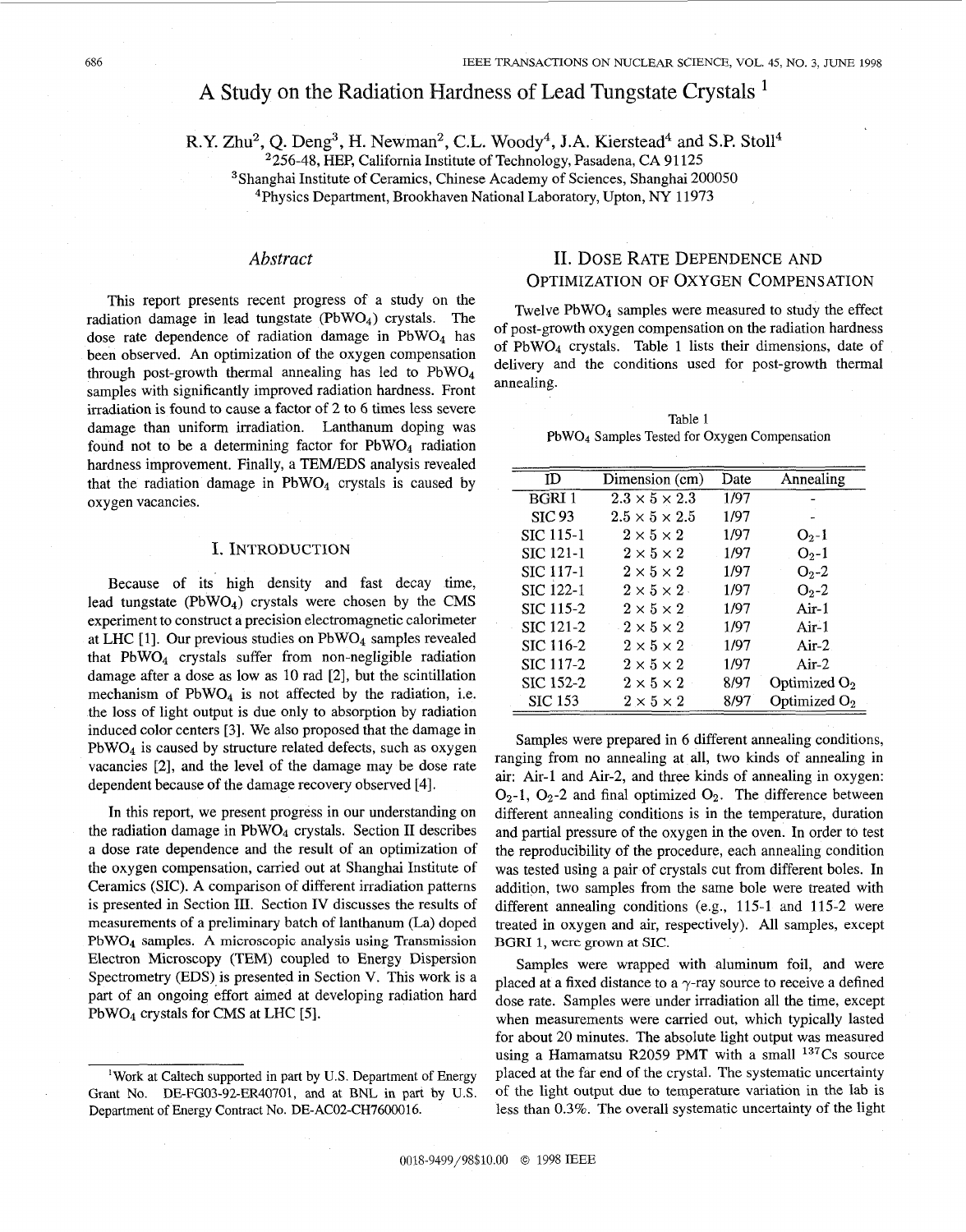# A Study on the Radiation Hardness of Lead Tungstate Crystals [1]

R.Y. Zhu[2], Q. Deng[3], H. Newman[2], C.L. Woody[4], J.A. Kierstead[4] and S.P. Stoll[4]

[2]256-48, HEP, California Institute of Technology, Pasadena, CA 91125

[3]Shanghai Institute of Ceramics, Chinese Academy of Sciences, Shanghai 200050

[4]Physics Department, Brookhaven National Laboratory, Upton, NY 11973

## *Abstract*

This report presents recent progress of a study on the radiation damage in lead tungstate ($PbWO_4$) crystals. The dose rate dependence of radiation damage in $PbWO_4$ has been observed. An optimization of the oxygen compensation through post-growth thermal annealing has led to $PbWO_4$ samples with significantly improved radiation hardness. Front irradiation is found to cause a factor of 2 to 6 times less severe damage than uniform irradiation. Lanthanum doping was found not to be a determining factor for $PbWO_4$ radiation hardness improvement. Finally, a TEM/EDS analysis revealed that the radiation damage in $PbWO_4$ crystals is caused by oxygen vacancies.

## I. Introduction

Because of its high density and fast decay time, lead tungstate ($PbWO_4$) crystals were chosen by the CMS experiment to construct a precision electromagnetic calorimeter at LHC [1]. Our previous studies on $PbWO_4$ samples revealed that $PbWO_4$ crystals suffer from non-negligible radiation damage after a dose as low as 10 rad [2], but the scintillation mechanism of $PbWO_4$ is not affected by the radiation, i.e. the loss of light output is due only to absorption by radiation induced color centers [3]. We also proposed that the damage in $PbWO_4$ is caused by structure related defects, such as oxygen vacancies [2], and the level of the damage may be dose rate dependent because of the damage recovery observed [4].

In this report, we present progress in our understanding on the radiation damage in $PbWO_4$ crystals. Section II describes a dose rate dependence and the result of an optimization of the oxygen compensation, carried out at Shanghai Institute of Ceramics (SIC). A comparison of different irradiation patterns is presented in Section III. Section IV discusses the results of measurements of a preliminary batch of lanthanum (La) doped $PbWO_4$ samples. A microscopic analysis using Transmission Electron Microscopy (TEM) coupled to Energy Dispersion Spectrometry (EDS) is presented in Section V. This work is a part of an ongoing effort aimed at developing radiation hard $PbWO_4$ crystals for CMS at LHC [5].

[1]Work at Caltech supported in part by U.S. Department of Energy Grant No. DE-FG03-92-ER40701, and at BNL in part by U.S. Department of Energy Contract No. DE-AC02-CH7600016.

## II. Dose Rate Dependence and Optimization of Oxygen Compensation

Twelve $PbWO_4$ samples were measured to study the effect of post-growth oxygen compensation on the radiation hardness of $PbWO_4$ crystals. Table 1 lists their dimensions, date of delivery and the conditions used for post-growth thermal annealing.

Table 1
$PbWO_4$ Samples Tested for Oxygen Compensation

| ID | Dimension (cm) | Date | Annealing |
|---|---|---|---|
| BGRI 1 | $2.3 \times 5 \times 2.3$ | 1/97 | - |
| SIC 93 | $2.5 \times 5 \times 2.5$ | 1/97 | - |
| SIC 115-1 | $2 \times 5 \times 2$ | 1/97 | $O_2$-1 |
| SIC 121-1 | $2 \times 5 \times 2$ | 1/97 | $O_2$-1 |
| SIC 117-1 | $2 \times 5 \times 2$ | 1/97 | $O_2$-2 |
| SIC 122-1 | $2 \times 5 \times 2$ | 1/97 | $O_2$-2 |
| SIC 115-2 | $2 \times 5 \times 2$ | 1/97 | Air-1 |
| SIC 121-2 | $2 \times 5 \times 2$ | 1/97 | Air-1 |
| SIC 116-2 | $2 \times 5 \times 2$ | 1/97 | Air-2 |
| SIC 117-2 | $2 \times 5 \times 2$ | 1/97 | Air-2 |
| SIC 152-2 | $2 \times 5 \times 2$ | 8/97 | Optimized $O_2$ |
| SIC 153 | $2 \times 5 \times 2$ | 8/97 | Optimized $O_2$ |

Samples were prepared in 6 different annealing conditions, ranging from no annealing at all, two kinds of annealing in air: Air-1 and Air-2, and three kinds of annealing in oxygen: $O_2$-1, $O_2$-2 and final optimized $O_2$. The difference between different annealing conditions is in the temperature, duration and partial pressure of the oxygen in the oven. In order to test the reproducibility of the procedure, each annealing condition was tested using a pair of crystals cut from different boles. In addition, two samples from the same bole were treated with different annealing conditions (e.g., 115-1 and 115-2 were treated in oxygen and air, respectively). All samples, except BGRI 1, were grown at SIC.

Samples were wrapped with aluminum foil, and were placed at a fixed distance to a $\gamma$-ray source to receive a defined dose rate. Samples were under irradiation all the time, except when measurements were carried out, which typically lasted for about 20 minutes. The absolute light output was measured using a Hamamatsu R2059 PMT with a small $^{137}Cs$ source placed at the far end of the crystal. The systematic uncertainty of the light output due to temperature variation in the lab is less than 0.3%. The overall systematic uncertainty of the light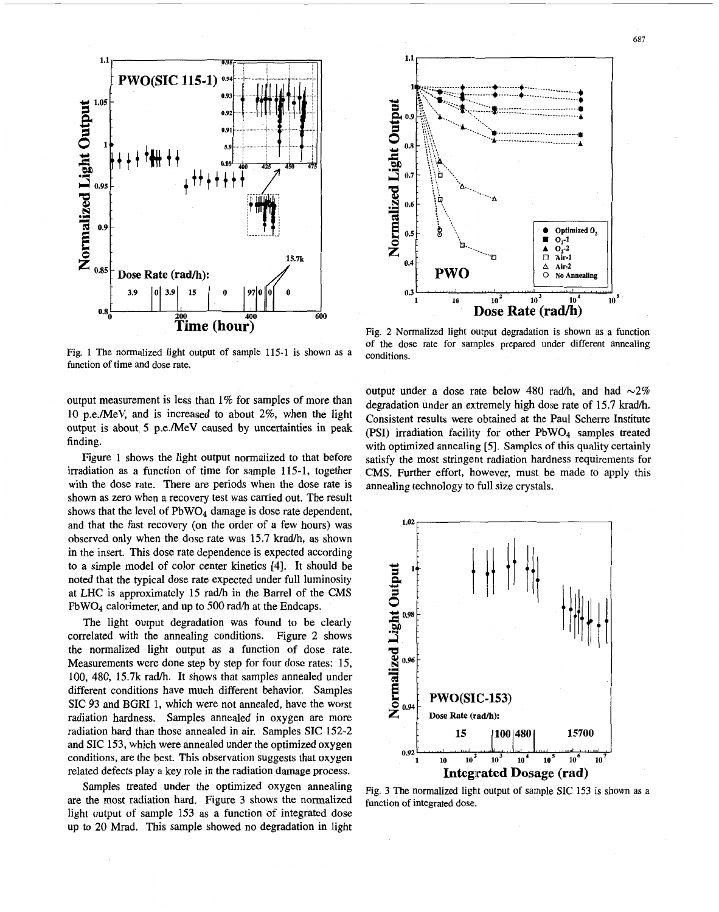Fig. 1 The normalized light output of sample 115-1 is shown as a function of time and dose rate.

Fig. 2 Normalized light output degradation is shown as a function of the dose rate for samples prepared under different annealing conditions.

output measurement is less than 1% for samples of more than 10 p.e./MeV, and is increased to about 2%, when the light output is about 5 p.e./MeV caused by uncertainties in peak finding.

Figure 1 shows the light output normalized to that before irradiation as a function of time for sample 115-1, together with the dose rate. There are periods when the dose rate is shown as zero when a recovery test was carried out. The result shows that the level of $PbWO_4$ damage is dose rate dependent, and that the fast recovery (on the order of a few hours) was observed only when the dose rate was 15.7 krad/h, as shown in the insert. This dose rate dependence is expected according to a simple model of color center kinetics [4]. It should be noted that the typical dose rate expected under full luminosity at LHC is approximately 15 rad/h in the Barrel of the CMS $PbWO_4$ calorimeter, and up to 500 rad/h at the Endcaps.

The light output degradation was found to be clearly correlated with the annealing conditions. Figure 2 shows the normalized light output as a function of dose rate. Measurements were done step by step for four dose rates: 15, 100, 480, 15.7k rad/h. It shows that samples annealed under different conditions have much different behavior. Samples SIC 93 and BGRI 1, which were not annealed, have the worst radiation hardness. Samples annealed in oxygen are more radiation hard than those annealed in air. Samples SIC 152-2 and SIC 153, which were annealed under the optimized oxygen conditions, are the best. This observation suggests that oxygen related defects play a key role in the radiation damage process.

Samples treated under the optimized oxygen annealing are the most radiation hard. Figure 3 shows the normalized light output of sample 153 as a function of integrated dose up to 20 Mrad. This sample showed no degradation in light output under a dose rate below 480 rad/h, and had ~2% degradation under an extremely high dose rate of 15.7 krad/h. Consistent results were obtained at the Paul Scherre Institute (PSI) irradiation facility for other $PbWO_4$ samples treated with optimized annealing [5]. Samples of this quality certainly satisfy the most stringent radiation hardness requirements for CMS. Further effort, however, must be made to apply this annealing technology to full size crystals.

Fig. 3 The normalized light output of sample SIC 153 is shown as a function of integrated dose.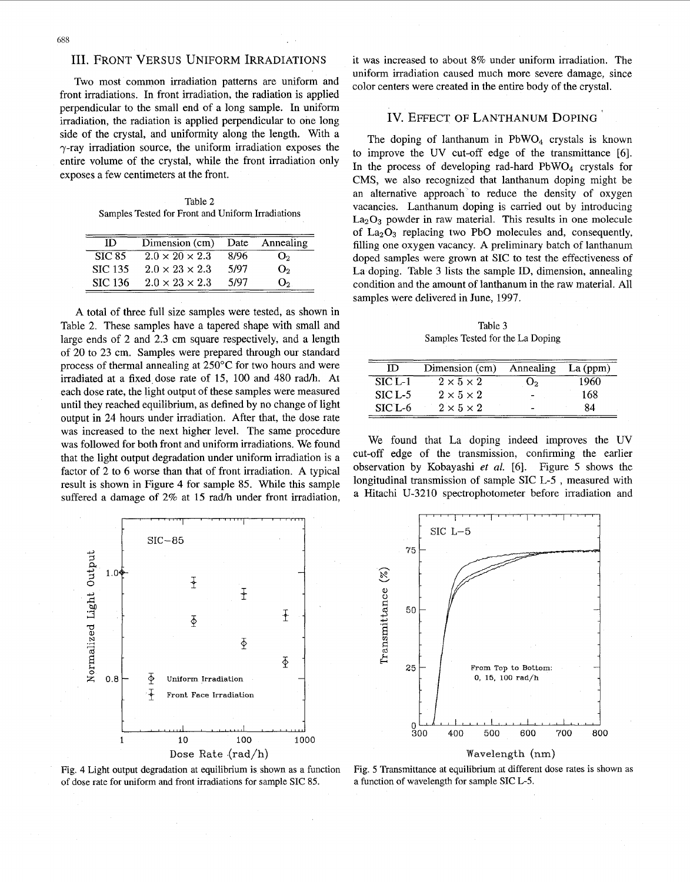## III. FRONT VERSUS UNIFORM IRRADIATIONS

Two most common irradiation patterns are uniform and front irradiations. In front irradiation, the radiation is applied perpendicular to the small end of a long sample. In uniform irradiation, the radiation is applied perpendicular to one long side of the crystal, and uniformity along the length. With a $\gamma$-ray irradiation source, the uniform irradiation exposes the entire volume of the crystal, while the front irradiation only exposes a few centimeters at the front.

Table 2
Samples Tested for Front and Uniform Irradiations

| ID | Dimension (cm) | Date | Annealing |
|---|---|---|---|
| SIC 85 | $2.0 \times 20 \times 2.3$ | 8/96 | $O_2$ |
| SIC 135 | $2.0 \times 23 \times 2.3$ | 5/97 | $O_2$ |
| SIC 136 | $2.0 \times 23 \times 2.3$ | 5/97 | $O_2$ |

A total of three full size samples were tested, as shown in Table 2. These samples have a tapered shape with small and large ends of 2 and 2.3 cm square respectively, and a length of 20 to 23 cm. Samples were prepared through our standard process of thermal annealing at 250°C for two hours and were irradiated at a fixed dose rate of 15, 100 and 480 rad/h. At each dose rate, the light output of these samples were measured until they reached equilibrium, as defined by no change of light output in 24 hours under irradiation. After that, the dose rate was increased to the next higher level. The same procedure was followed for both front and uniform irradiations. We found that the light output degradation under uniform irradiation is a factor of 2 to 6 worse than that of front irradiation. A typical result is shown in Figure 4 for sample 85. While this sample suffered a damage of 2% at 15 rad/h under front irradiation, it was increased to about 8% under uniform irradiation. The uniform irradiation caused much more severe damage, since color centers were created in the entire body of the crystal.

Fig. 4 Light output degradation at equilibrium is shown as a function of dose rate for uniform and front irradiations for sample SIC 85.

## IV. EFFECT OF LANTHANUM DOPING

The doping of lanthanum in $PbWO_4$ crystals is known to improve the UV cut-off edge of the transmittance [6]. In the process of developing rad-hard $PbWO_4$ crystals for CMS, we also recognized that lanthanum doping might be an alternative approach to reduce the density of oxygen vacancies. Lanthanum doping is carried out by introducing $La_2O_3$ powder in raw material. This results in one molecule of $La_2O_3$ replacing two PbO molecules and, consequently, filling one oxygen vacancy. A preliminary batch of lanthanum doped samples were grown at SIC to test the effectiveness of La doping. Table 3 lists the sample ID, dimension, annealing condition and the amount of lanthanum in the raw material. All samples were delivered in June, 1997.

Table 3
Samples Tested for the La Doping

| ID | Dimension (cm) | Annealing | La (ppm) |
|---|---|---|---|
| SIC L-1 | $2 \times 5 \times 2$ | $O_2$ | 1960 |
| SIC L-5 | $2 \times 5 \times 2$ | - | 168 |
| SIC L-6 | $2 \times 5 \times 2$ | - | 84 |

We found that La doping indeed improves the UV cut-off edge of the transmission, confirming the earlier observation by Kobayashi *et al.* [6]. Figure 5 shows the longitudinal transmission of sample SIC L-5 , measured with a Hitachi U-3210 spectrophotometer before irradiation and

Fig. 5 Transmittance at equilibrium at different dose rates is shown as a function of wavelength for sample SIC L-5.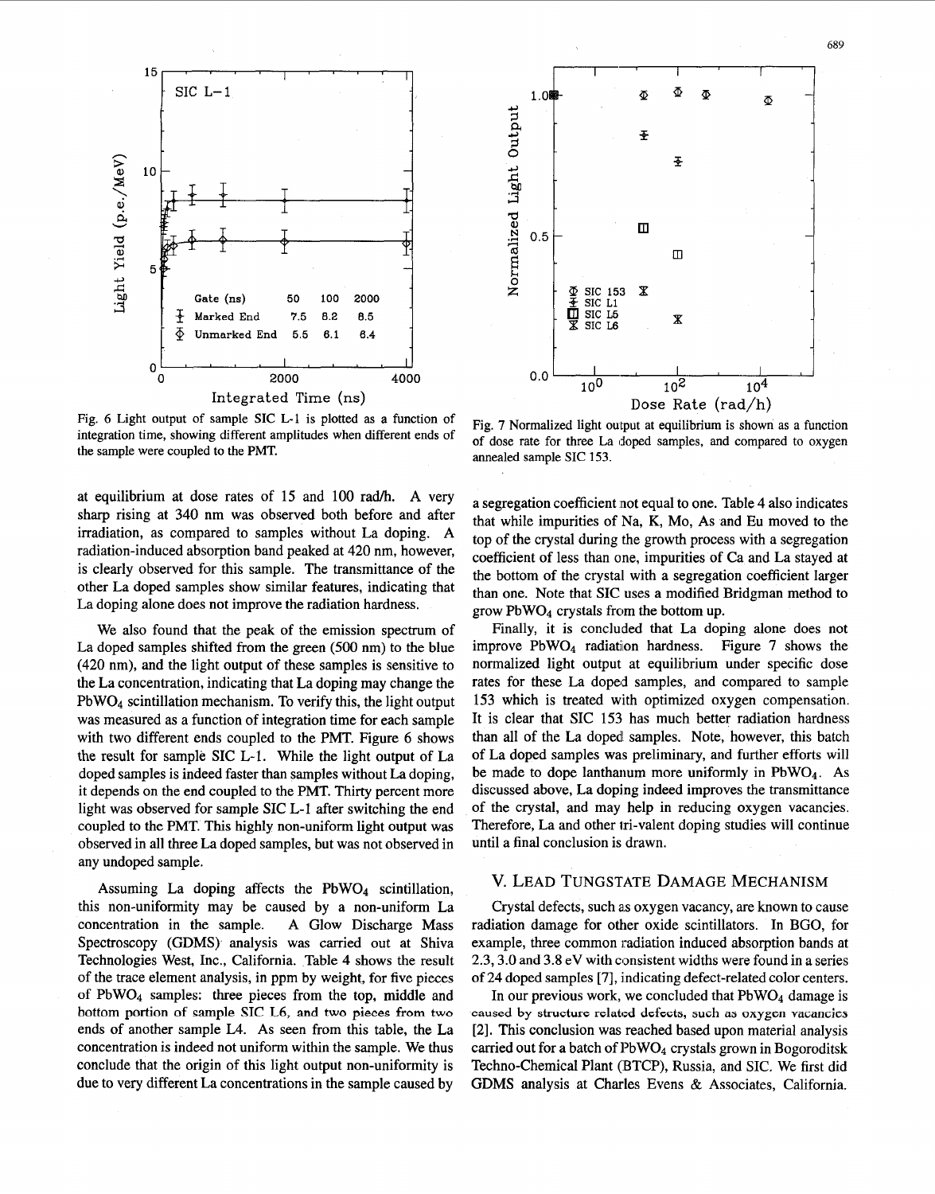Fig. 6 Light output of sample SIC L-1 is plotted as a function of integration time, showing different amplitudes when different ends of the sample were coupled to the PMT.

Fig. 7 Normalized light output at equilibrium is shown as a function of dose rate for three La doped samples, and compared to oxygen annealed sample SIC 153.

at equilibrium at dose rates of 15 and 100 rad/h. A very sharp rising at 340 nm was observed both before and after irradiation, as compared to samples without La doping. A radiation-induced absorption band peaked at 420 nm, however, is clearly observed for this sample. The transmittance of the other La doped samples show similar features, indicating that La doping alone does not improve the radiation hardness.

We also found that the peak of the emission spectrum of La doped samples shifted from the green (500 nm) to the blue (420 nm), and the light output of these samples is sensitive to the La concentration, indicating that La doping may change the $PbWO_4$ scintillation mechanism. To verify this, the light output was measured as a function of integration time for each sample with two different ends coupled to the PMT. Figure 6 shows the result for sample SIC L-1. While the light output of La doped samples is indeed faster than samples without La doping, it depends on the end coupled to the PMT. Thirty percent more light was observed for sample SIC L-1 after switching the end coupled to the PMT. This highly non-uniform light output was observed in all three La doped samples, but was not observed in any undoped sample.

Assuming La doping affects the $PbWO_4$ scintillation, this non-uniformity may be caused by a non-uniform La concentration in the sample. A Glow Discharge Mass Spectroscopy (GDMS) analysis was carried out at Shiva Technologies West, Inc., California. Table 4 shows the result of the trace element analysis, in ppm by weight, for five pieces of $PbWO_4$ samples: three pieces from the top, middle and bottom portion of sample SIC L6, and two pieces from two ends of another sample L4. As seen from this table, the La concentration is indeed not uniform within the sample. We thus conclude that the origin of this light output non-uniformity is due to very different La concentrations in the sample caused by a segregation coefficient not equal to one. Table 4 also indicates that while impurities of Na, K, Mo, As and Eu moved to the top of the crystal during the growth process with a segregation coefficient of less than one, impurities of Ca and La stayed at the bottom of the crystal with a segregation coefficient larger than one. Note that SIC uses a modified Bridgman method to grow $PbWO_4$ crystals from the bottom up.

Finally, it is concluded that La doping alone does not improve $PbWO_4$ radiation hardness. Figure 7 shows the normalized light output at equilibrium under specific dose rates for these La doped samples, and compared to sample 153 which is treated with optimized oxygen compensation. It is clear that SIC 153 has much better radiation hardness than all of the La doped samples. Note, however, this batch of La doped samples was preliminary, and further efforts will be made to dope lanthanum more uniformly in $PbWO_4$. As discussed above, La doping indeed improves the transmittance of the crystal, and may help in reducing oxygen vacancies. Therefore, La and other tri-valent doping studies will continue until a final conclusion is drawn.

## V. Lead Tungstate Damage Mechanism

Crystal defects, such as oxygen vacancy, are known to cause radiation damage for other oxide scintillators. In BGO, for example, three common radiation induced absorption bands at 2.3, 3.0 and 3.8 eV with consistent widths were found in a series of 24 doped samples [7], indicating defect-related color centers.

In our previous work, we concluded that $PbWO_4$ damage is caused by structure related defects, such as oxygen vacancies [2]. This conclusion was reached based upon material analysis carried out for a batch of $PbWO_4$ crystals grown in Bogoroditsk Techno-Chemical Plant (BTCP), Russia, and SIC. We first did GDMS analysis at Charles Evens & Associates, California.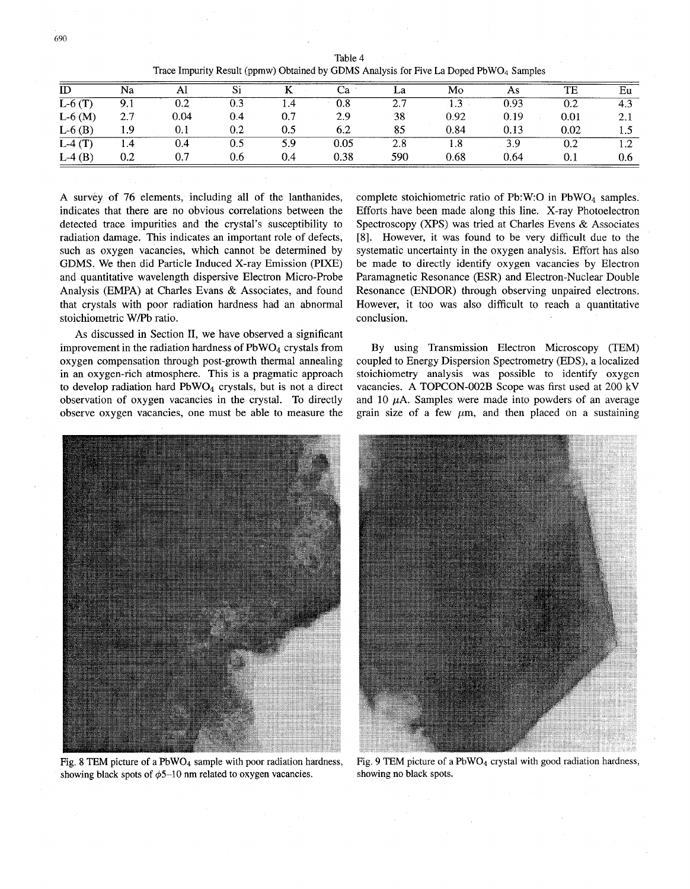Table 4
Trace Impurity Result (ppmw) Obtained by GDMS Analysis for Five La Doped $PbWO_4$ Samples

| ID | Na | Al | Si | K | Ca | La | Mo | As | TE | Eu |
|---|---|---|---|---|---|---|---|---|---|---|
| L-6 (T) | 9.1 | 0.2 | 0.3 | 1.4 | 0.8 | 2.7 | 1.3 | 0.93 | 0.2 | 4.3 |
| L-6 (M) | 2.7 | 0.04 | 0.4 | 0.7 | 2.9 | 38 | 0.92 | 0.19 | 0.01 | 2.1 |
| L-6 (B) | 1.9 | 0.1 | 0.2 | 0.5 | 6.2 | 85 | 0.84 | 0.13 | 0.02 | 1.5 |
| L-4 (T) | 1.4 | 0.4 | 0.5 | 5.9 | 0.05 | 2.8 | 1.8 | 3.9 | 0.2 | 1.2 |
| L-4 (B) | 0.2 | 0.7 | 0.6 | 0.4 | 0.38 | 590 | 0.68 | 0.64 | 0.1 | 0.6 |

A survey of 76 elements, including all of the lanthanides, indicates that there are no obvious correlations between the detected trace impurities and the crystal's susceptibility to radiation damage. This indicates an important role of defects, such as oxygen vacancies, which cannot be determined by GDMS. We then did Particle Induced X-ray Emission (PIXE) and quantitative wavelength dispersive Electron Micro-Probe Analysis (EMPA) at Charles Evans & Associates, and found that crystals with poor radiation hardness had an abnormal stoichiometric W/Pb ratio.

As discussed in Section II, we have observed a significant improvement in the radiation hardness of $PbWO_4$ crystals from oxygen compensation through post-growth thermal annealing in an oxygen-rich atmosphere. This is a pragmatic approach to develop radiation hard $PbWO_4$ crystals, but is not a direct observation of oxygen vacancies in the crystal. To directly observe oxygen vacancies, one must be able to measure the complete stoichiometric ratio of Pb:W:O in $PbWO_4$ samples. Efforts have been made along this line. X-ray Photoelectron Spectroscopy (XPS) was tried at Charles Evens & Associates [8]. However, it was found to be very difficult due to the systematic uncertainty in the oxygen analysis. Effort has also be made to directly identify oxygen vacancies by Electron Paramagnetic Resonance (ESR) and Electron-Nuclear Double Resonance (ENDOR) through observing unpaired electrons. However, it too was also difficult to reach a quantitative conclusion.

By using Transmission Electron Microscopy (TEM) coupled to Energy Dispersion Spectrometry (EDS), a localized stoichiometry analysis was possible to identify oxygen vacancies. A TOPCON-002B Scope was first used at 200 kV and 10 $\mu$A. Samples were made into powders of an average grain size of a few $\mu$m, and then placed on a sustaining

Fig. 8 TEM picture of a $PbWO_4$ sample with poor radiation hardness, showing black spots of $\phi$5–10 nm related to oxygen vacancies.

Fig. 9 TEM picture of a $PbWO_4$ crystal with good radiation hardness, showing no black spots.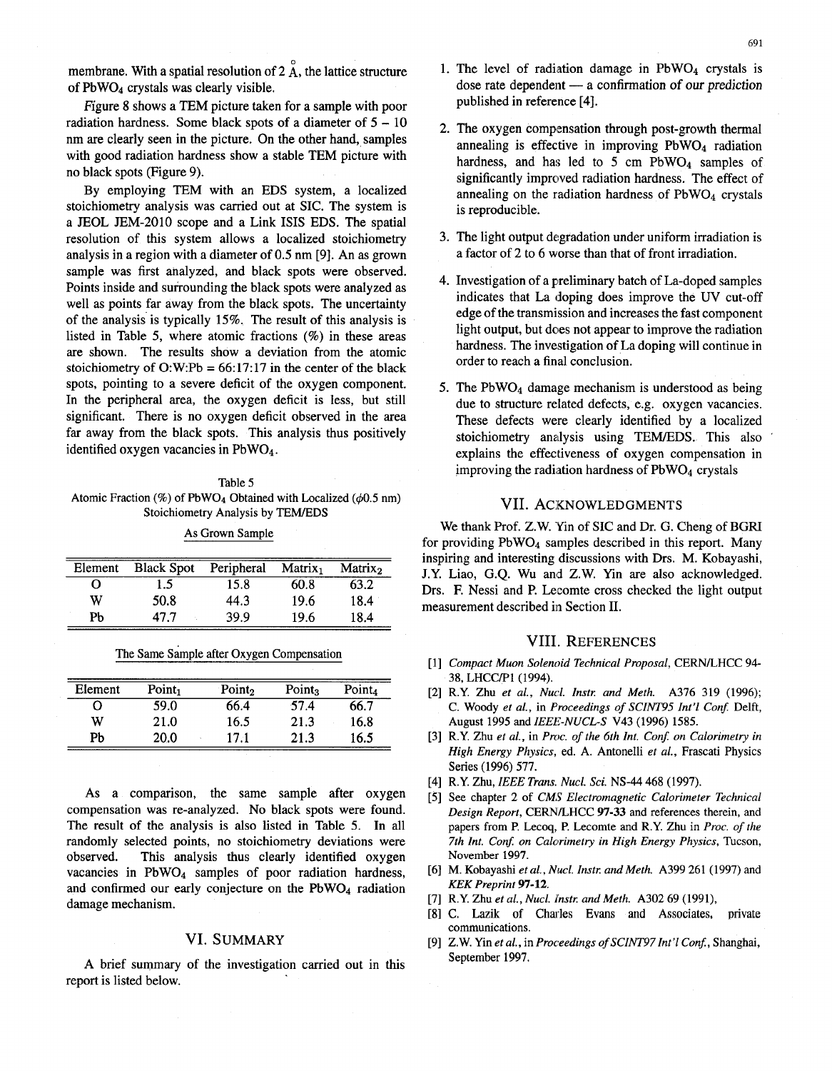membrane. With a spatial resolution of 2 Å, the lattice structure of $PbWO_4$ crystals was clearly visible.

Figure 8 shows a TEM picture taken for a sample with poor radiation hardness. Some black spots of a diameter of 5 – 10 nm are clearly seen in the picture. On the other hand, samples with good radiation hardness show a stable TEM picture with no black spots (Figure 9).

By employing TEM with an EDS system, a localized stoichiometry analysis was carried out at SIC. The system is a JEOL JEM-2010 scope and a Link ISIS EDS. The spatial resolution of this system allows a localized stoichiometry analysis in a region with a diameter of 0.5 nm [9]. An as grown sample was first analyzed, and black spots were observed. Points inside and surrounding the black spots were analyzed as well as points far away from the black spots. The uncertainty of the analysis is typically 15%. The result of this analysis is listed in Table 5, where atomic fractions (%) in these areas are shown. The results show a deviation from the atomic stoichiometry of O:W:Pb = 66:17:17 in the center of the black spots, pointing to a severe deficit of the oxygen component. In the peripheral area, the oxygen deficit is less, but still significant. There is no oxygen deficit observed in the area far away from the black spots. This analysis thus positively identified oxygen vacancies in $PbWO_4$.

Table 5
Atomic Fraction (%) of $PbWO_4$ Obtained with Localized ($\phi$0.5 nm) Stoichiometry Analysis by TEM/EDS

As Grown Sample

| Element | Black Spot | Peripheral | $Matrix_1$ | $Matrix_2$ |
|---|---|---|---|---|
| O | 1.5 | 15.8 | 60.8 | 63.2 |
| W | 50.8 | 44.3 | 19.6 | 18.4 |
| Pb | 47.7 | 39.9 | 19.6 | 18.4 |

The Same Sample after Oxygen Compensation

| Element | $Point_1$ | $Point_2$ | $Point_3$ | $Point_4$ |
|---|---|---|---|---|
| O | 59.0 | 66.4 | 57.4 | 66.7 |
| W | 21.0 | 16.5 | 21.3 | 16.8 |
| Pb | 20.0 | 17.1 | 21.3 | 16.5 |

As a comparison, the same sample after oxygen compensation was re-analyzed. No black spots were found. The result of the analysis is also listed in Table 5. In all randomly selected points, no stoichiometry deviations were observed. This analysis thus clearly identified oxygen vacancies in $PbWO_4$ samples of poor radiation hardness, and confirmed our early conjecture on the $PbWO_4$ radiation damage mechanism.

## VI. Summary

A brief summary of the investigation carried out in this report is listed below.

1. The level of radiation damage in $PbWO_4$ crystals is dose rate dependent — a confirmation of our prediction published in reference [4].
2. The oxygen compensation through post-growth thermal annealing is effective in improving $PbWO_4$ radiation hardness, and has led to 5 cm $PbWO_4$ samples of significantly improved radiation hardness. The effect of annealing on the radiation hardness of $PbWO_4$ crystals is reproducible.
3. The light output degradation under uniform irradiation is a factor of 2 to 6 worse than that of front irradiation.
4. Investigation of a preliminary batch of La-doped samples indicates that La doping does improve the UV cut-off edge of the transmission and increases the fast component light output, but does not appear to improve the radiation hardness. The investigation of La doping will continue in order to reach a final conclusion.
5. The $PbWO_4$ damage mechanism is understood as being due to structure related defects, e.g. oxygen vacancies. These defects were clearly identified by a localized stoichiometry analysis using TEM/EDS. This also explains the effectiveness of oxygen compensation in improving the radiation hardness of $PbWO_4$ crystals

## VII. Acknowledgments

We thank Prof. Z.W. Yin of SIC and Dr. G. Cheng of BGRI for providing $PbWO_4$ samples described in this report. Many inspiring and interesting discussions with Drs. M. Kobayashi, J.Y. Liao, G.Q. Wu and Z.W. Yin are also acknowledged. Drs. F. Nessi and P. Lecomte cross checked the light output measurement described in Section II.

## VIII. References

[1] *Compact Muon Solenoid Technical Proposal*, CERN/LHCC 94-38, LHCC/P1 (1994).

[2] R.Y. Zhu *et al.*, *Nucl. Instr. and Meth.* A376 319 (1996); C. Woody *et al.*, in *Proceedings of SCINT95 Int'l Conf.* Delft, August 1995 and *IEEE-NUCL-S* V43 (1996) 1585.

[3] R.Y. Zhu *et al.*, in *Proc. of the 6th Int. Conf. on Calorimetry in High Energy Physics*, ed. A. Antonelli *et al.*, Frascati Physics Series (1996) 577.

[4] R.Y. Zhu, *IEEE Trans. Nucl. Sci.* NS-44 468 (1997).

[5] See chapter 2 of *CMS Electromagnetic Calorimeter Technical Design Report*, CERN/LHCC **97-33** and references therein, and papers from P. Lecoq, P. Lecomte and R.Y. Zhu in *Proc. of the 7th Int. Conf. on Calorimetry in High Energy Physics*, Tucson, November 1997.

[6] M. Kobayashi *et al.*, *Nucl. Instr. and Meth.* A399 261 (1997) and *KEK Preprint* **97-12**.

[7] R.Y. Zhu *et al.*, *Nucl. Instr. and Meth.* A302 69 (1991),

[8] C. Lazik of Charles Evans and Associates, private communications.

[9] Z.W. Yin *et al.*, in *Proceedings of SCINT97 Int'l Conf.*, Shanghai, September 1997.